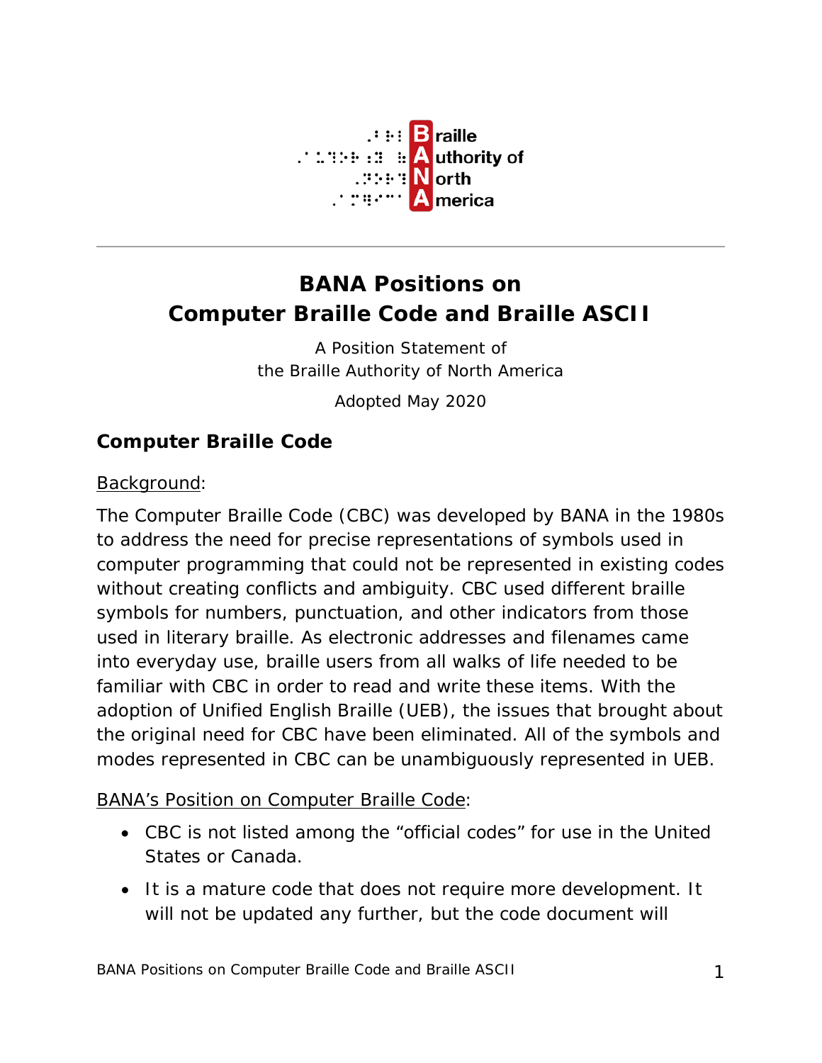Braille Authority of North America

# BANA Positions on Computer Braille Code and Braille ASCII

A Position Statement of the Braille Authority of North America

Adopted May 2020

## Computer Braille Code

Background:

The Computer Braille Code (CBC) was developed by BANA in the 1980s to address the need for precise representations of symbols used in computer programming that could not be represented in existing codes without creating conflicts and ambiguity. CBC used different braille symbols for numbers, punctuation, and other indicators from those used in literary braille. As electronic addresses and filenames came into everyday use, braille users from all walks of life needed to be familiar with CBC in order to read and write these items. With the adoption of Unified English Braille (UEB), the issues that brought about the original need for CBC have been eliminated. All of the symbols and modes represented in CBC can be unambiguously represented in UEB.

BANA's Position on Computer Braille Code:

- CBC is not listed among the "official codes" for use in the United States or Canada.
- It is a mature code that does not require more development. It will not be updated any further, but the code document will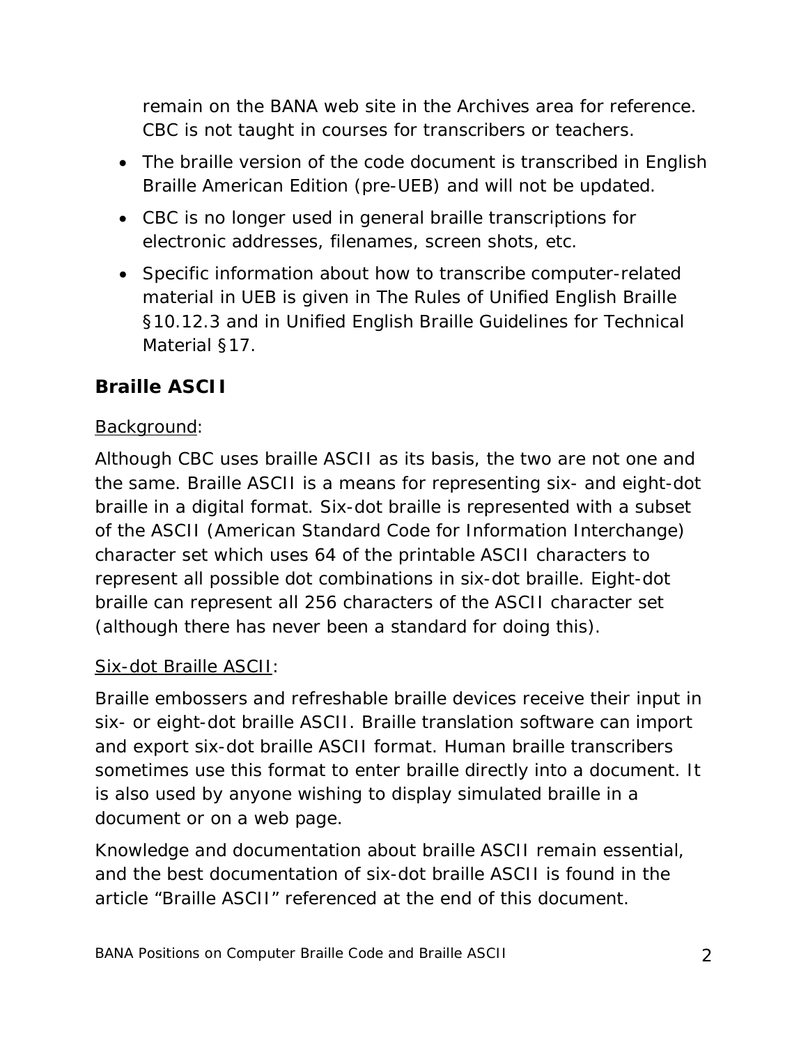remain on the BANA web site in the Archives area for reference. CBC is not taught in courses for transcribers or teachers.

- The braille version of the code document is transcribed in English Braille American Edition (pre-UEB) and will not be updated.
- CBC is no longer used in general braille transcriptions for electronic addresses, filenames, screen shots, etc.
- Specific information about how to transcribe computer-related material in UEB is given in The Rules of Unified English Braille §10.12.3 and in Unified English Braille Guidelines for Technical Material §17.

## Braille ASCII

Background:

Although CBC uses braille ASCII as its basis, the two are not one and the same. Braille ASCII is a means for representing six- and eight-dot braille in a digital format. Six-dot braille is represented with a subset of the ASCII (American Standard Code for Information Interchange) character set which uses 64 of the printable ASCII characters to represent all possible dot combinations in six-dot braille. Eight-dot braille can represent all 256 characters of the ASCII character set (although there has never been a standard for doing this).

Six-dot Braille ASCII:

Braille embossers and refreshable braille devices receive their input in six- or eight-dot braille ASCII. Braille translation software can import and export six-dot braille ASCII format. Human braille transcribers sometimes use this format to enter braille directly into a document. It is also used by anyone wishing to display simulated braille in a document or on a web page.

Knowledge and documentation about braille ASCII remain essential, and the best documentation of six-dot braille ASCII is found in the article "Braille ASCII" referenced at the end of this document.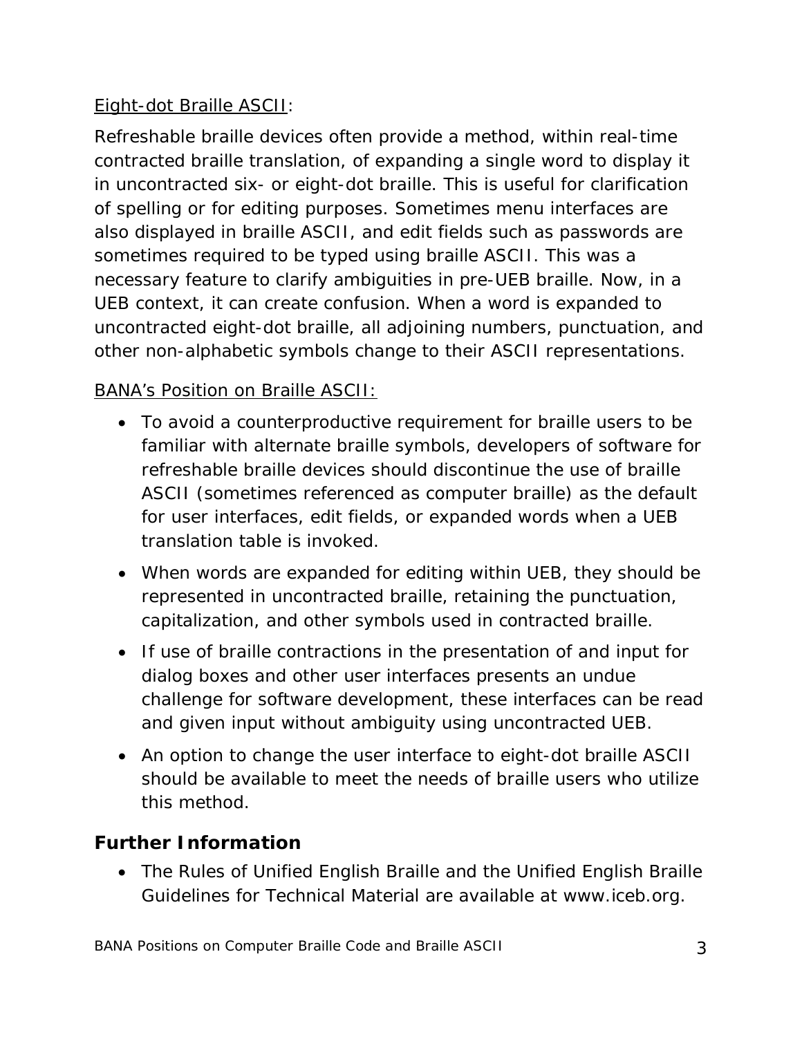Eight-dot Braille ASCII:

Refreshable braille devices often provide a method, within real-time contracted braille translation, of expanding a single word to display it in uncontracted six- or eight-dot braille. This is useful for clarification of spelling or for editing purposes. Sometimes menu interfaces are also displayed in braille ASCII, and edit fields such as passwords are sometimes required to be typed using braille ASCII. This was a necessary feature to clarify ambiguities in pre-UEB braille. Now, in a UEB context, it can create confusion. When a word is expanded to uncontracted eight-dot braille, all adjoining numbers, punctuation, and other non-alphabetic symbols change to their ASCII representations.

BANA's Position on Braille ASCII:

- To avoid a counterproductive requirement for braille users to be familiar with alternate braille symbols, developers of software for refreshable braille devices should discontinue the use of braille ASCII (sometimes referenced as computer braille) as the default for user interfaces, edit fields, or expanded words when a UEB translation table is invoked.
- When words are expanded for editing within UEB, they should be represented in uncontracted braille, retaining the punctuation, capitalization, and other symbols used in contracted braille.
- If use of braille contractions in the presentation of and input for dialog boxes and other user interfaces presents an undue challenge for software development, these interfaces can be read and given input without ambiguity using uncontracted UEB.
- An option to change the user interface to eight-dot braille ASCII should be available to meet the needs of braille users who utilize this method.

## Further Information

- The Rules of Unified English Braille and the Unified English Braille Guidelines for Technical Material are available at www.iceb.org.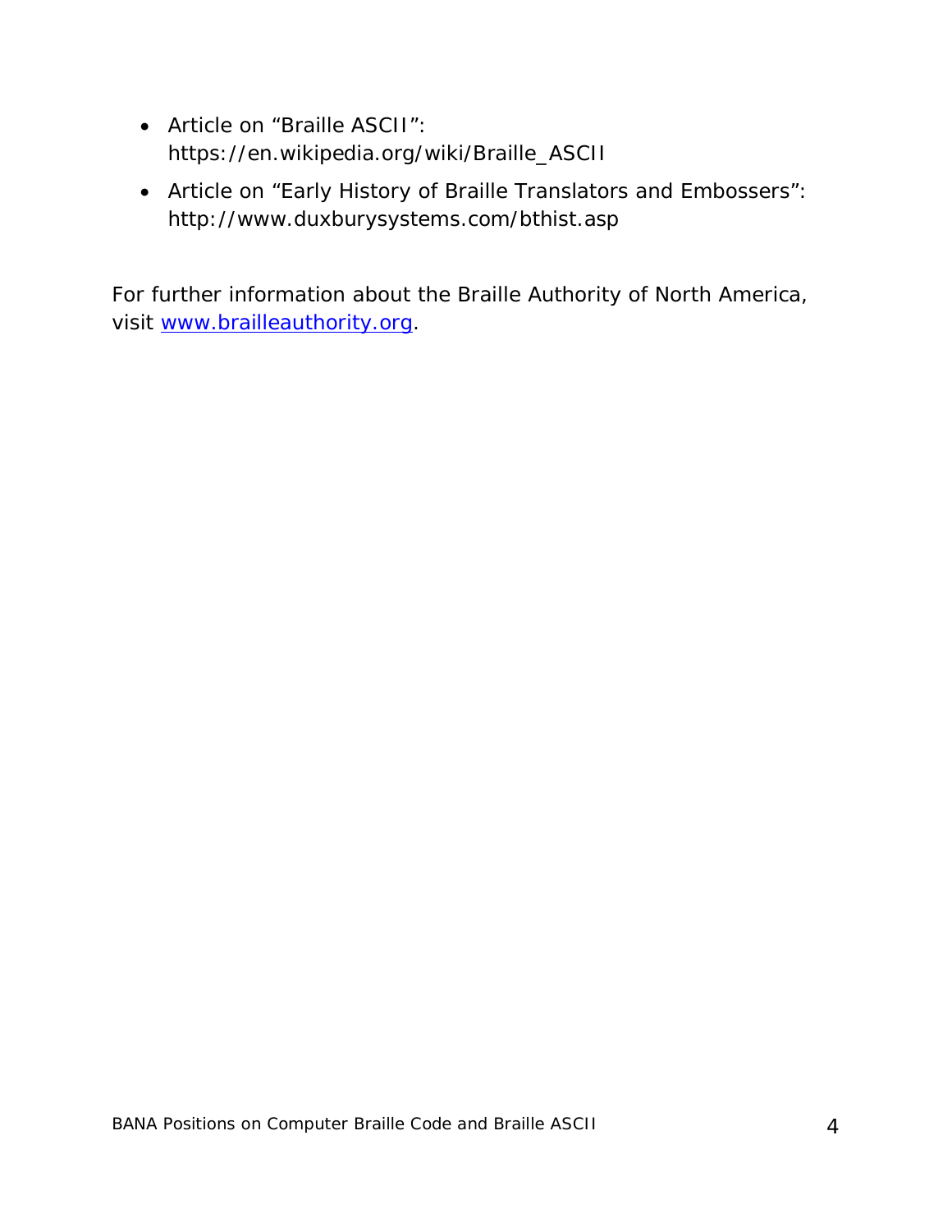- Article on “Braille ASCII”: https://en.wikipedia.org/wiki/Braille_ASCII
- Article on “Early History of Braille Translators and Embossers”: http://www.duxburysystems.com/bthist.asp

For further information about the Braille Authority of North America, visit [www.brailleauthority.org](http://www.brailleauthority.org).